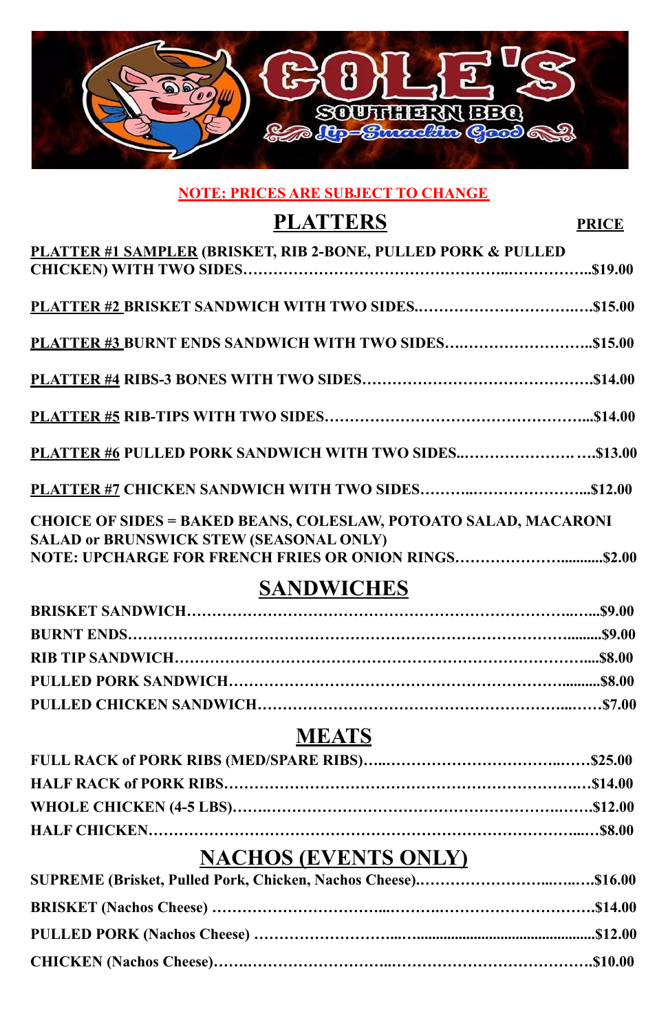# COLE'S SOUTHERN BBQ

Lip-Smackin Good

**NOTE: PRICES ARE SUBJECT TO CHANGE**

## PLATTERS

| | PRICE |
|---|---|
| **PLATTER #1 SAMPLER** (BRISKET, RIB 2-BONE, PULLED PORK & PULLED CHICKEN) WITH TWO SIDES | $19.00 |
| **PLATTER #2** BRISKET SANDWICH WITH TWO SIDES | $15.00 |
| **PLATTER #3** BURNT ENDS SANDWICH WITH TWO SIDES | $15.00 |
| **PLATTER #4** RIBS-3 BONES WITH TWO SIDES | $14.00 |
| **PLATTER #5** RIB-TIPS WITH TWO SIDES | $14.00 |
| **PLATTER #6** PULLED PORK SANDWICH WITH TWO SIDES | $13.00 |
| **PLATTER #7** CHICKEN SANDWICH WITH TWO SIDES | $12.00 |

**CHOICE OF SIDES = BAKED BEANS, COLESLAW, POTOATO SALAD, MACARONI SALAD or BRUNSWICK STEW (SEASONAL ONLY)**

**NOTE: UPCHARGE FOR FRENCH FRIES OR ONION RINGS....................$2.00**

## SANDWICHES

| | |
|---|---|
| BRISKET SANDWICH | $9.00 |
| BURNT ENDS | $9.00 |
| RIB TIP SANDWICH | $8.00 |
| PULLED PORK SANDWICH | $8.00 |
| PULLED CHICKEN SANDWICH | $7.00 |

## MEATS

| | |
|---|---|
| FULL RACK of PORK RIBS (MED/SPARE RIBS) | $25.00 |
| HALF RACK of PORK RIBS | $14.00 |
| WHOLE CHICKEN (4-5 LBS) | $12.00 |
| HALF CHICKEN | $8.00 |

## NACHOS (EVENTS ONLY)

| | |
|---|---|
| SUPREME (Brisket, Pulled Pork, Chicken, Nachos Cheese) | $16.00 |
| BRISKET (Nachos Cheese) | $14.00 |
| PULLED PORK (Nachos Cheese) | $12.00 |
| CHICKEN (Nachos Cheese) | $10.00 |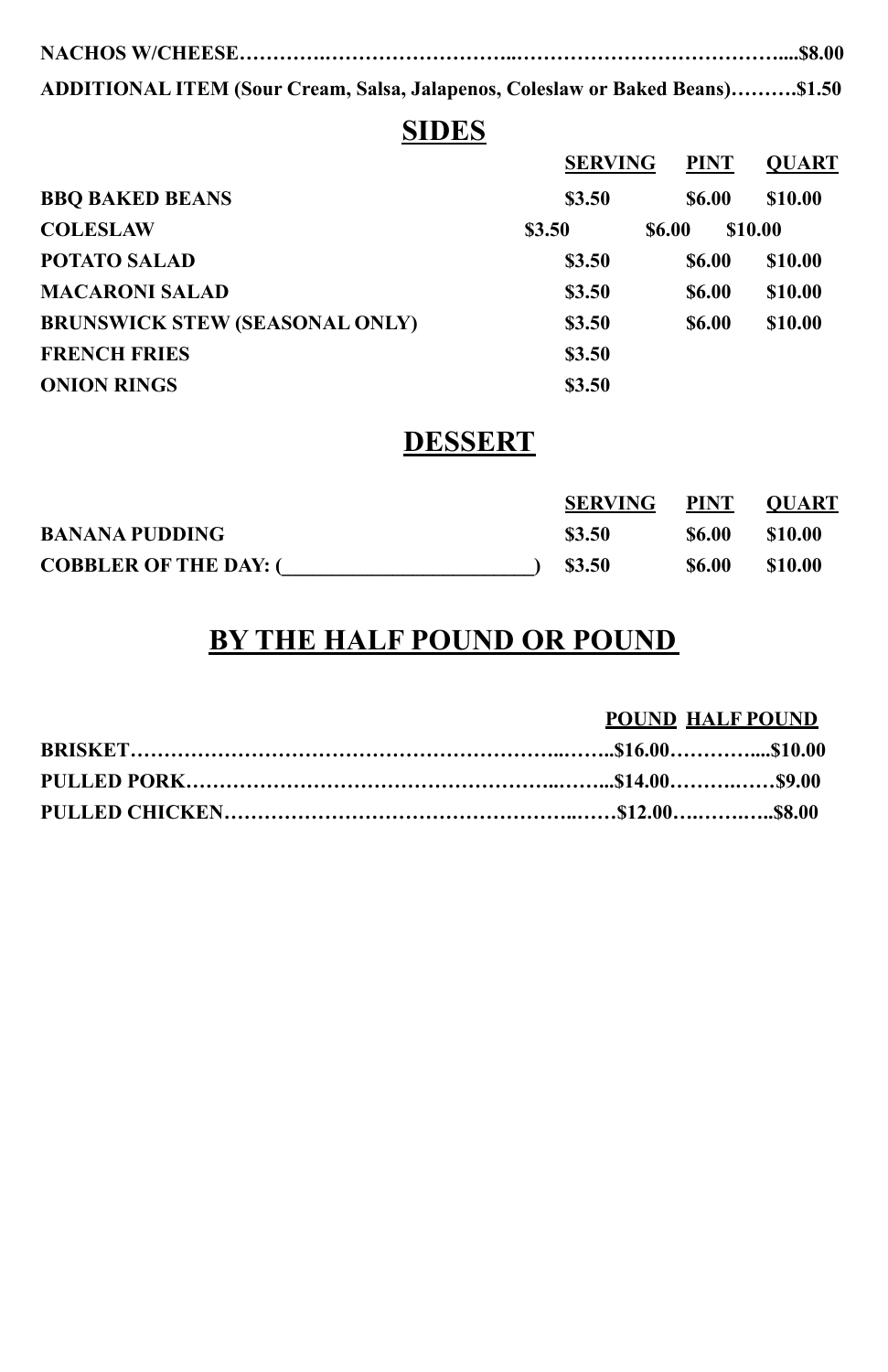**NACHOS W/CHEESE…………………………………………………………………………………....$8.00**

**ADDITIONAL ITEM (Sour Cream, Salsa, Jalapenos, Coleslaw or Baked Beans)……….$1.50**

## SIDES

| | SERVING | PINT | QUART |
|---|---|---|---|
| **BBQ BAKED BEANS** | $3.50 | $6.00 | $10.00 |
| **COLESLAW** | $3.50 | $6.00 | $10.00 |
| **POTATO SALAD** | $3.50 | $6.00 | $10.00 |
| **MACARONI SALAD** | $3.50 | $6.00 | $10.00 |
| **BRUNSWICK STEW (SEASONAL ONLY)** | $3.50 | $6.00 | $10.00 |
| **FRENCH FRIES** | $3.50 | | |
| **ONION RINGS** | $3.50 | | |

## DESSERT

| | SERVING | PINT | QUART |
|---|---|---|---|
| **BANANA PUDDING** | $3.50 | $6.00 | $10.00 |
| **COBBLER OF THE DAY: (________________________)** | $3.50 | $6.00 | $10.00 |

## BY THE HALF POUND OR POUND

| | POUND | HALF POUND |
|---|---|---|
| **BRISKET** | $16.00 | $10.00 |
| **PULLED PORK** | $14.00 | $9.00 |
| **PULLED CHICKEN** | $12.00 | $8.00 |